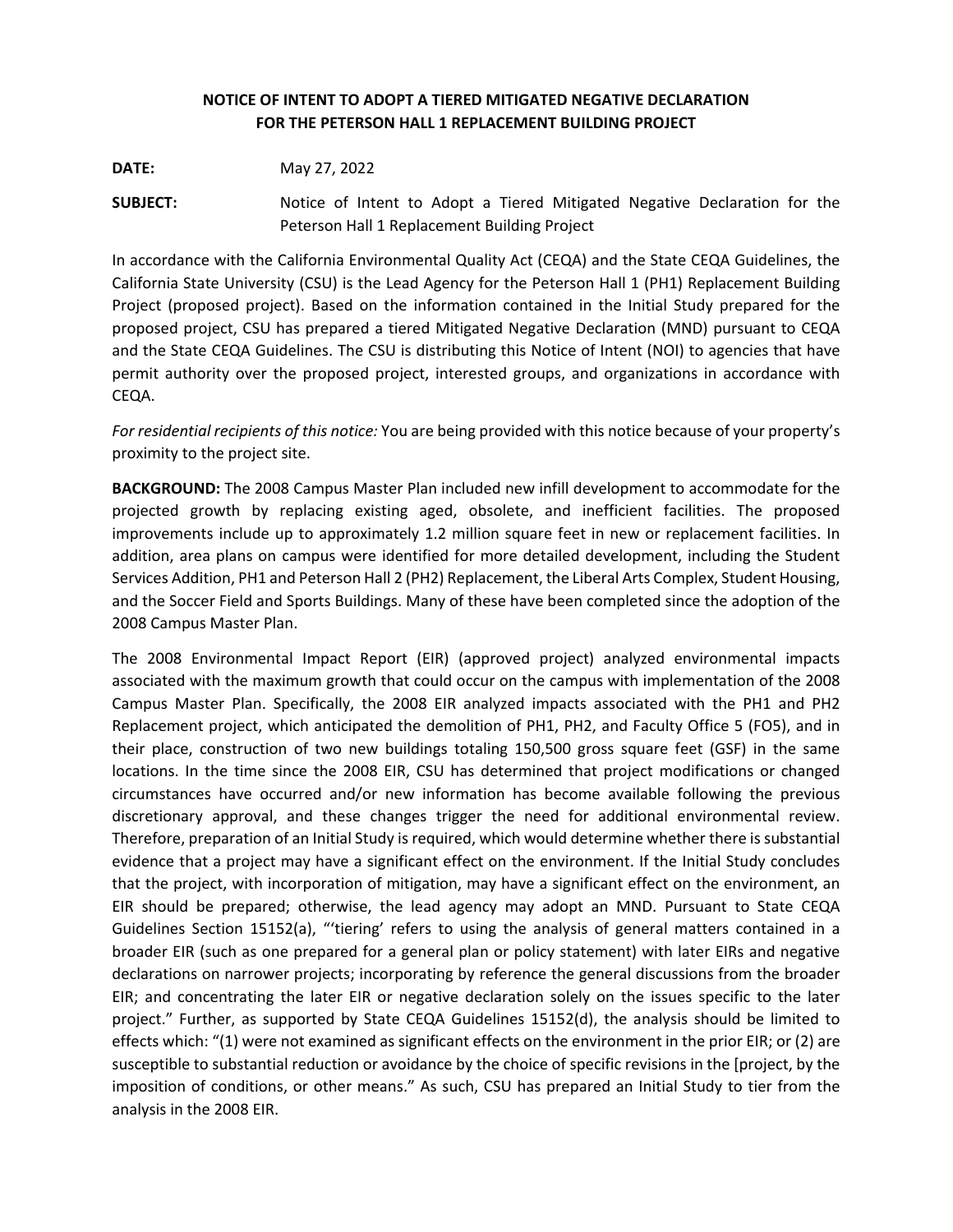# NOTICE OF INTENT TO ADOPT A TIERED MITIGATED NEGATIVE DECLARATION FOR THE PETERSON HALL 1 REPLACEMENT BUILDING PROJECT

**DATE:** May 27, 2022

**SUBJECT:** Notice of Intent to Adopt a Tiered Mitigated Negative Declaration for the Peterson Hall 1 Replacement Building Project

In accordance with the California Environmental Quality Act (CEQA) and the State CEQA Guidelines, the California State University (CSU) is the Lead Agency for the Peterson Hall 1 (PH1) Replacement Building Project (proposed project). Based on the information contained in the Initial Study prepared for the proposed project, CSU has prepared a tiered Mitigated Negative Declaration (MND) pursuant to CEQA and the State CEQA Guidelines. The CSU is distributing this Notice of Intent (NOI) to agencies that have permit authority over the proposed project, interested groups, and organizations in accordance with CEQA.

*For residential recipients of this notice:* You are being provided with this notice because of your property's proximity to the project site.

**BACKGROUND:** The 2008 Campus Master Plan included new infill development to accommodate for the projected growth by replacing existing aged, obsolete, and inefficient facilities. The proposed improvements include up to approximately 1.2 million square feet in new or replacement facilities. In addition, area plans on campus were identified for more detailed development, including the Student Services Addition, PH1 and Peterson Hall 2 (PH2) Replacement, the Liberal Arts Complex, Student Housing, and the Soccer Field and Sports Buildings. Many of these have been completed since the adoption of the 2008 Campus Master Plan.

The 2008 Environmental Impact Report (EIR) (approved project) analyzed environmental impacts associated with the maximum growth that could occur on the campus with implementation of the 2008 Campus Master Plan. Specifically, the 2008 EIR analyzed impacts associated with the PH1 and PH2 Replacement project, which anticipated the demolition of PH1, PH2, and Faculty Office 5 (FO5), and in their place, construction of two new buildings totaling 150,500 gross square feet (GSF) in the same locations. In the time since the 2008 EIR, CSU has determined that project modifications or changed circumstances have occurred and/or new information has become available following the previous discretionary approval, and these changes trigger the need for additional environmental review. Therefore, preparation of an Initial Study is required, which would determine whether there is substantial evidence that a project may have a significant effect on the environment. If the Initial Study concludes that the project, with incorporation of mitigation, may have a significant effect on the environment, an EIR should be prepared; otherwise, the lead agency may adopt an MND. Pursuant to State CEQA Guidelines Section 15152(a), "'tiering' refers to using the analysis of general matters contained in a broader EIR (such as one prepared for a general plan or policy statement) with later EIRs and negative declarations on narrower projects; incorporating by reference the general discussions from the broader EIR; and concentrating the later EIR or negative declaration solely on the issues specific to the later project." Further, as supported by State CEQA Guidelines 15152(d), the analysis should be limited to effects which: "(1) were not examined as significant effects on the environment in the prior EIR; or (2) are susceptible to substantial reduction or avoidance by the choice of specific revisions in the [project, by the imposition of conditions, or other means." As such, CSU has prepared an Initial Study to tier from the analysis in the 2008 EIR.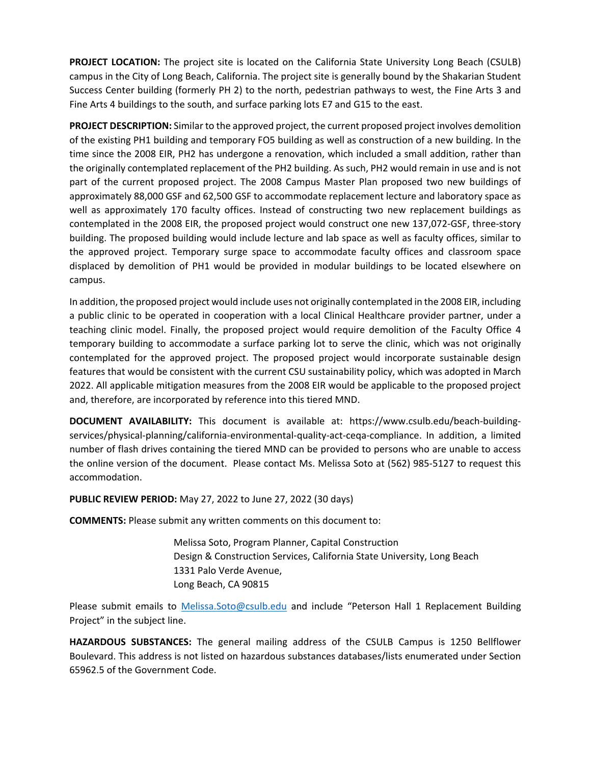**PROJECT LOCATION:** The project site is located on the California State University Long Beach (CSULB) campus in the City of Long Beach, California. The project site is generally bound by the Shakarian Student Success Center building (formerly PH 2) to the north, pedestrian pathways to west, the Fine Arts 3 and Fine Arts 4 buildings to the south, and surface parking lots E7 and G15 to the east.

**PROJECT DESCRIPTION:** Similar to the approved project, the current proposed project involves demolition of the existing PH1 building and temporary FO5 building as well as construction of a new building. In the time since the 2008 EIR, PH2 has undergone a renovation, which included a small addition, rather than the originally contemplated replacement of the PH2 building. As such, PH2 would remain in use and is not part of the current proposed project. The 2008 Campus Master Plan proposed two new buildings of approximately 88,000 GSF and 62,500 GSF to accommodate replacement lecture and laboratory space as well as approximately 170 faculty offices. Instead of constructing two new replacement buildings as contemplated in the 2008 EIR, the proposed project would construct one new 137,072-GSF, three-story building. The proposed building would include lecture and lab space as well as faculty offices, similar to the approved project. Temporary surge space to accommodate faculty offices and classroom space displaced by demolition of PH1 would be provided in modular buildings to be located elsewhere on campus.

In addition, the proposed project would include uses not originally contemplated in the 2008 EIR, including a public clinic to be operated in cooperation with a local Clinical Healthcare provider partner, under a teaching clinic model. Finally, the proposed project would require demolition of the Faculty Office 4 temporary building to accommodate a surface parking lot to serve the clinic, which was not originally contemplated for the approved project. The proposed project would incorporate sustainable design features that would be consistent with the current CSU sustainability policy, which was adopted in March 2022. All applicable mitigation measures from the 2008 EIR would be applicable to the proposed project and, therefore, are incorporated by reference into this tiered MND.

**DOCUMENT AVAILABILITY:** This document is available at: https://www.csulb.edu/beach-building-services/physical-planning/california-environmental-quality-act-ceqa-compliance. In addition, a limited number of flash drives containing the tiered MND can be provided to persons who are unable to access the online version of the document. Please contact Ms. Melissa Soto at (562) 985-5127 to request this accommodation.

**PUBLIC REVIEW PERIOD:** May 27, 2022 to June 27, 2022 (30 days)

**COMMENTS:** Please submit any written comments on this document to:

Melissa Soto, Program Planner, Capital Construction
Design & Construction Services, California State University, Long Beach
1331 Palo Verde Avenue,
Long Beach, CA 90815

Please submit emails to Melissa.Soto@csulb.edu and include "Peterson Hall 1 Replacement Building Project" in the subject line.

**HAZARDOUS SUBSTANCES:** The general mailing address of the CSULB Campus is 1250 Bellflower Boulevard. This address is not listed on hazardous substances databases/lists enumerated under Section 65962.5 of the Government Code.